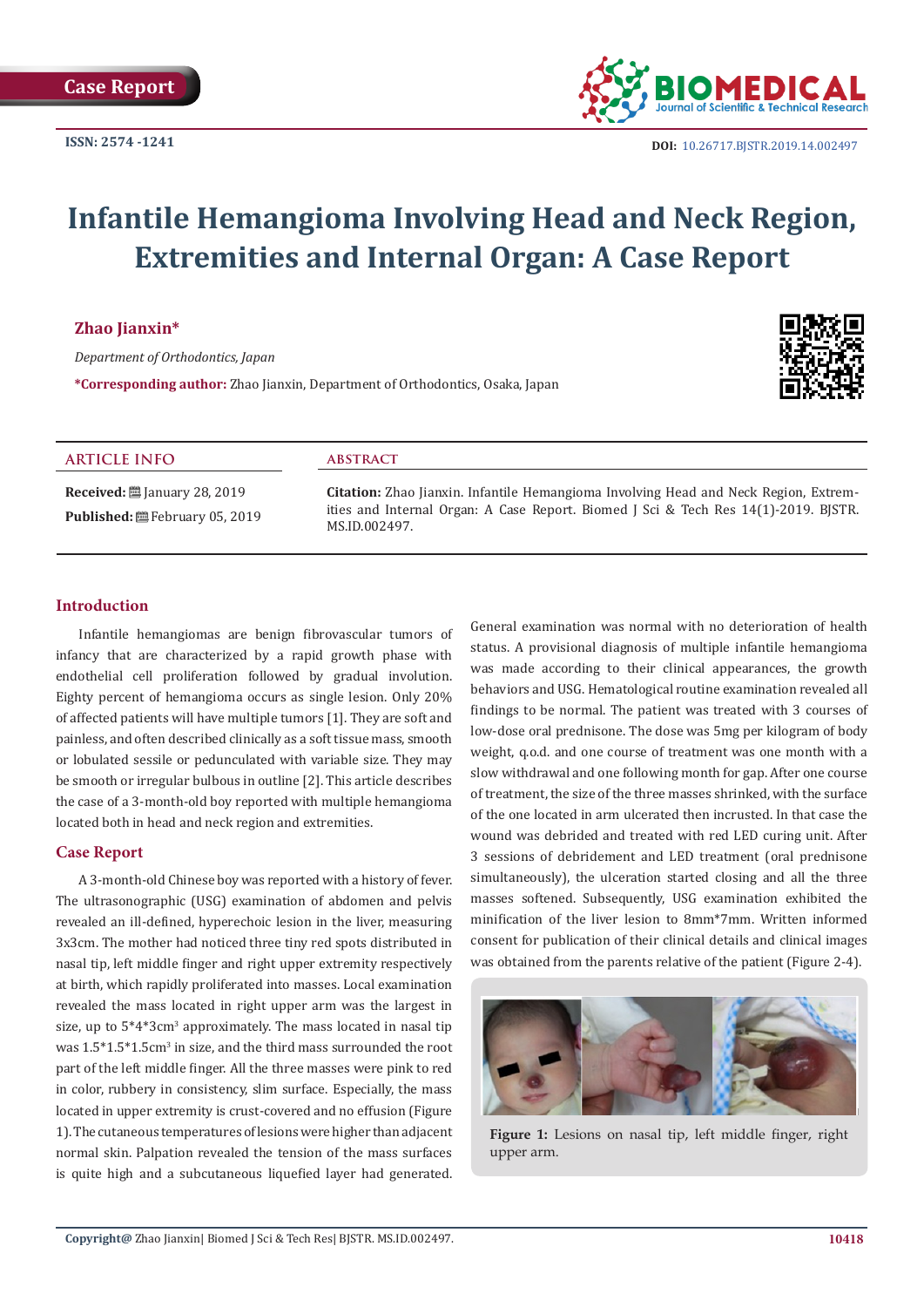Case Report

ISSN: 2574 -1241

DOI: 10.26717.BJSTR.2019.14.002497

# Infantile Hemangioma Involving Head and Neck Region, Extremities and Internal Organ: A Case Report

**Zhao Jianxin***

*Department of Orthodontics, Japan*

***Corresponding author:** Zhao Jianxin, Department of Orthodontics, Osaka, Japan

**ARTICLE INFO**

**Received:** January 28, 2019

**Published:** February 05, 2019

**ABSTRACT**

**Citation:** Zhao Jianxin. Infantile Hemangioma Involving Head and Neck Region, Extremities and Internal Organ: A Case Report. Biomed J Sci & Tech Res 14(1)-2019. BJSTR. MS.ID.002497.

## Introduction

Infantile hemangiomas are benign fibrovascular tumors of infancy that are characterized by a rapid growth phase with endothelial cell proliferation followed by gradual involution. Eighty percent of hemangioma occurs as single lesion. Only 20% of affected patients will have multiple tumors [1]. They are soft and painless, and often described clinically as a soft tissue mass, smooth or lobulated sessile or pedunculated with variable size. They may be smooth or irregular bulbous in outline [2]. This article describes the case of a 3-month-old boy reported with multiple hemangioma located both in head and neck region and extremities.

## Case Report

A 3-month-old Chinese boy was reported with a history of fever. The ultrasonographic (USG) examination of abdomen and pelvis revealed an ill-defined, hyperechoic lesion in the liver, measuring 3x3cm. The mother had noticed three tiny red spots distributed in nasal tip, left middle finger and right upper extremity respectively at birth, which rapidly proliferated into masses. Local examination revealed the mass located in right upper arm was the largest in size, up to 5*4*3cm$^3$ approximately. The mass located in nasal tip was 1.5*1.5*1.5cm$^3$ in size, and the third mass surrounded the root part of the left middle finger. All the three masses were pink to red in color, rubbery in consistency, slim surface. Especially, the mass located in upper extremity is crust-covered and no effusion (Figure 1). The cutaneous temperatures of lesions were higher than adjacent normal skin. Palpation revealed the tension of the mass surfaces is quite high and a subcutaneous liquefied layer had generated. General examination was normal with no deterioration of health status. A provisional diagnosis of multiple infantile hemangioma was made according to their clinical appearances, the growth behaviors and USG. Hematological routine examination revealed all findings to be normal. The patient was treated with 3 courses of low-dose oral prednisone. The dose was 5mg per kilogram of body weight, q.o.d. and one course of treatment was one month with a slow withdrawal and one following month for gap. After one course of treatment, the size of the three masses shrinked, with the surface of the one located in arm ulcerated then incrusted. In that case the wound was debrided and treated with red LED curing unit. After 3 sessions of debridement and LED treatment (oral prednisone simultaneously), the ulceration started closing and all the three masses softened. Subsequently, USG examination exhibited the minification of the liver lesion to 8mm*7mm. Written informed consent for publication of their clinical details and clinical images was obtained from the parents relative of the patient (Figure 2-4).

**Figure 1:** Lesions on nasal tip, left middle finger, right upper arm.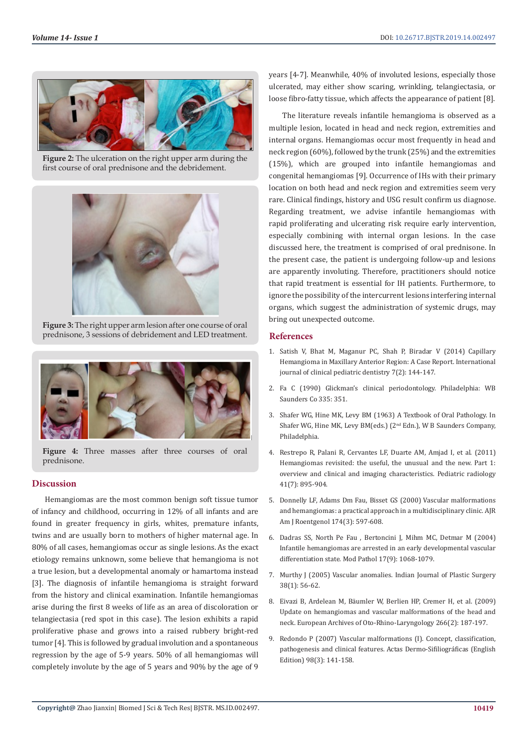**Figure 2:** The ulceration on the right upper arm during the first course of oral prednisone and the debridement.

**Figure 3:** The right upper arm lesion after one course of oral prednisone, 3 sessions of debridement and LED treatment.

**Figure 4:** Three masses after three courses of oral prednisone.

## Discussion

Hemangiomas are the most common benign soft tissue tumor of infancy and childhood, occurring in 12% of all infants and are found in greater frequency in girls, whites, premature infants, twins and are usually born to mothers of higher maternal age. In 80% of all cases, hemangiomas occur as single lesions. As the exact etiology remains unknown, some believe that hemangioma is not a true lesion, but a developmental anomaly or hamartoma instead [3]. The diagnosis of infantile hemangioma is straight forward from the history and clinical examination. Infantile hemangiomas arise during the first 8 weeks of life as an area of discoloration or telangiectasia (red spot in this case). The lesion exhibits a rapid proliferative phase and grows into a raised rubbery bright-red tumor [4]. This is followed by gradual involution and a spontaneous regression by the age of 5-9 years. 50% of all hemangiomas will completely involute by the age of 5 years and 90% by the age of 9 years [4-7]. Meanwhile, 40% of involuted lesions, especially those ulcerated, may either show scaring, wrinkling, telangiectasia, or loose fibro-fatty tissue, which affects the appearance of patient [8].

The literature reveals infantile hemangioma is observed as a multiple lesion, located in head and neck region, extremities and internal organs. Hemangiomas occur most frequently in head and neck region (60%), followed by the trunk (25%) and the extremities (15%), which are grouped into infantile hemangiomas and congenital hemangiomas [9]. Occurrence of IHs with their primary location on both head and neck region and extremities seem very rare. Clinical findings, history and USG result confirm us diagnose. Regarding treatment, we advise infantile hemangiomas with rapid proliferating and ulcerating risk require early intervention, especially combining with internal organ lesions. In the case discussed here, the treatment is comprised of oral prednisone. In the present case, the patient is undergoing follow-up and lesions are apparently involuting. Therefore, practitioners should notice that rapid treatment is essential for IH patients. Furthermore, to ignore the possibility of the intercurrent lesions interfering internal organs, which suggest the administration of systemic drugs, may bring out unexpected outcome.

## References

1. Satish V, Bhat M, Maganur PC, Shah P, Biradar V (2014) Capillary Hemangioma in Maxillary Anterior Region: A Case Report. International journal of clinical pediatric dentistry 7(2): 144-147.
2. Fa C (1990) Glickman's clinical periodontology. Philadelphia: WB Saunders Co 335: 351.
3. Shafer WG, Hine MK, Levy BM (1963) A Textbook of Oral Pathology. In Shafer WG, Hine MK, Levy BM(eds.) (2nd Edn.), W B Saunders Company, Philadelphia.
4. Restrepo R, Palani R, Cervantes LF, Duarte AM, Amjad I, et al. (2011) Hemangiomas revisited: the useful, the unusual and the new. Part 1: overview and clinical and imaging characteristics. Pediatric radiology 41(7): 895-904.
5. Donnelly LF, Adams Dm Fau, Bisset GS (2000) Vascular malformations and hemangiomas: a practical approach in a multidisciplinary clinic. AJR Am J Roentgenol 174(3): 597-608.
6. Dadras SS, North Pe Fau , Bertoncini J, Mihm MC, Detmar M (2004) Infantile hemangiomas are arrested in an early developmental vascular differentiation state. Mod Pathol 17(9): 1068-1079.
7. Murthy J (2005) Vascular anomalies. Indian Journal of Plastic Surgery 38(1): 56-62.
8. Eivazi B, Ardelean M, Bäumler W, Berlien HP, Cremer H, et al. (2009) Update on hemangiomas and vascular malformations of the head and neck. European Archives of Oto-Rhino-Laryngology 266(2): 187-197.
9. Redondo P (2007) Vascular malformations (I). Concept, classification, pathogenesis and clinical features. Actas Dermo-Sifiliográficas (English Edition) 98(3): 141-158.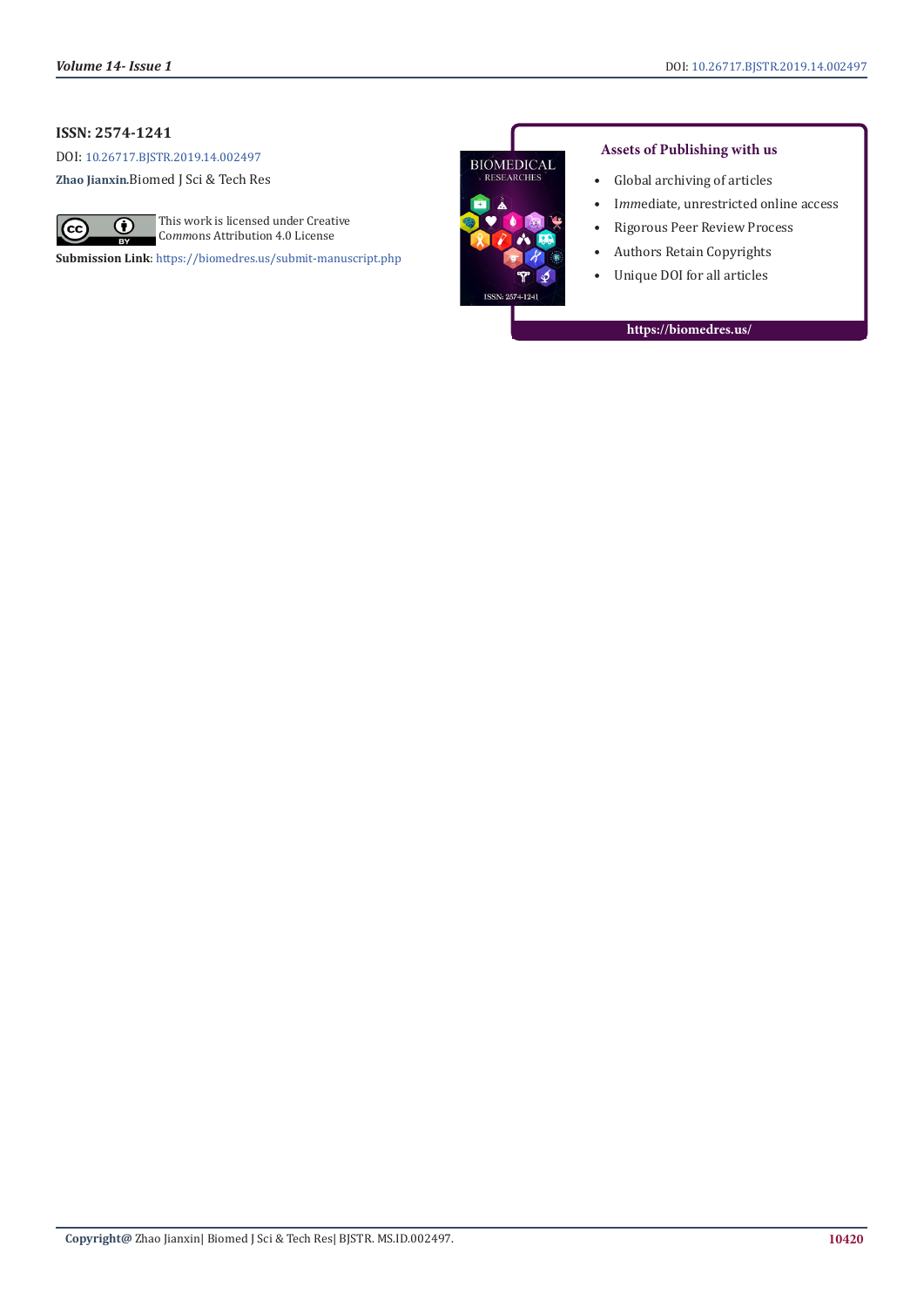**ISSN: 2574-1241**

DOI: 10.26717.BJSTR.2019.14.002497

**Zhao Jianxin.** Biomed J Sci & Tech Res

This work is licensed under Creative Commons Attribution 4.0 License

**Submission Link**: https://biomedres.us/submit-manuscript.php

### Assets of Publishing with us

- Global archiving of articles
- Immediate, unrestricted online access
- Rigorous Peer Review Process
- Authors Retain Copyrights
- Unique DOI for all articles

**https://biomedres.us/**